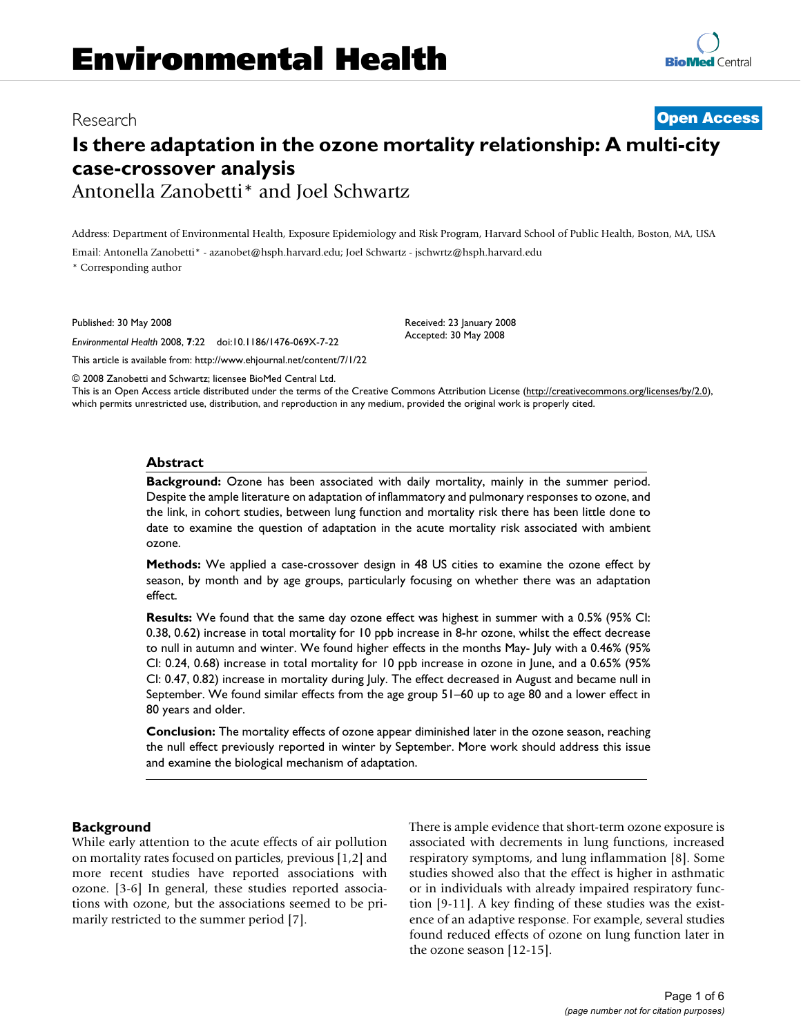# Is there adaptation in the ozone mortality relationship: A multi-city case-crossover analysis

Antonella Zanobetti* and Joel Schwartz

Address: Department of Environmental Health, Exposure Epidemiology and Risk Program, Harvard School of Public Health, Boston, MA, USA

Email: Antonella Zanobetti* - azanobet@hsph.harvard.edu; Joel Schwartz - jschwrtz@hsph.harvard.edu

* Corresponding author

Published: 30 May 2008

*Environmental Health* 2008, **7**:22 doi:10.1186/1476-069X-7-22

Received: 23 January 2008
Accepted: 30 May 2008

This article is available from: http://www.ehjournal.net/content/7/1/22

© 2008 Zanobetti and Schwartz; licensee BioMed Central Ltd.
This is an Open Access article distributed under the terms of the Creative Commons Attribution License (http://creativecommons.org/licenses/by/2.0), which permits unrestricted use, distribution, and reproduction in any medium, provided the original work is properly cited.

## Abstract

**Background:** Ozone has been associated with daily mortality, mainly in the summer period. Despite the ample literature on adaptation of inflammatory and pulmonary responses to ozone, and the link, in cohort studies, between lung function and mortality risk there has been little done to date to examine the question of adaptation in the acute mortality risk associated with ambient ozone.

**Methods:** We applied a case-crossover design in 48 US cities to examine the ozone effect by season, by month and by age groups, particularly focusing on whether there was an adaptation effect.

**Results:** We found that the same day ozone effect was highest in summer with a 0.5% (95% CI: 0.38, 0.62) increase in total mortality for 10 ppb increase in 8-hr ozone, whilst the effect decrease to null in autumn and winter. We found higher effects in the months May- July with a 0.46% (95% CI: 0.24, 0.68) increase in total mortality for 10 ppb increase in ozone in June, and a 0.65% (95% CI: 0.47, 0.82) increase in mortality during July. The effect decreased in August and became null in September. We found similar effects from the age group 51–60 up to age 80 and a lower effect in 80 years and older.

**Conclusion:** The mortality effects of ozone appear diminished later in the ozone season, reaching the null effect previously reported in winter by September. More work should address this issue and examine the biological mechanism of adaptation.

## Background

While early attention to the acute effects of air pollution on mortality rates focused on particles, previous [1,2] and more recent studies have reported associations with ozone. [3-6] In general, these studies reported associations with ozone, but the associations seemed to be primarily restricted to the summer period [7].

There is ample evidence that short-term ozone exposure is associated with decrements in lung functions, increased respiratory symptoms, and lung inflammation [8]. Some studies showed also that the effect is higher in asthmatic or in individuals with already impaired respiratory function [9-11]. A key finding of these studies was the existence of an adaptive response. For example, several studies found reduced effects of ozone on lung function later in the ozone season [12-15].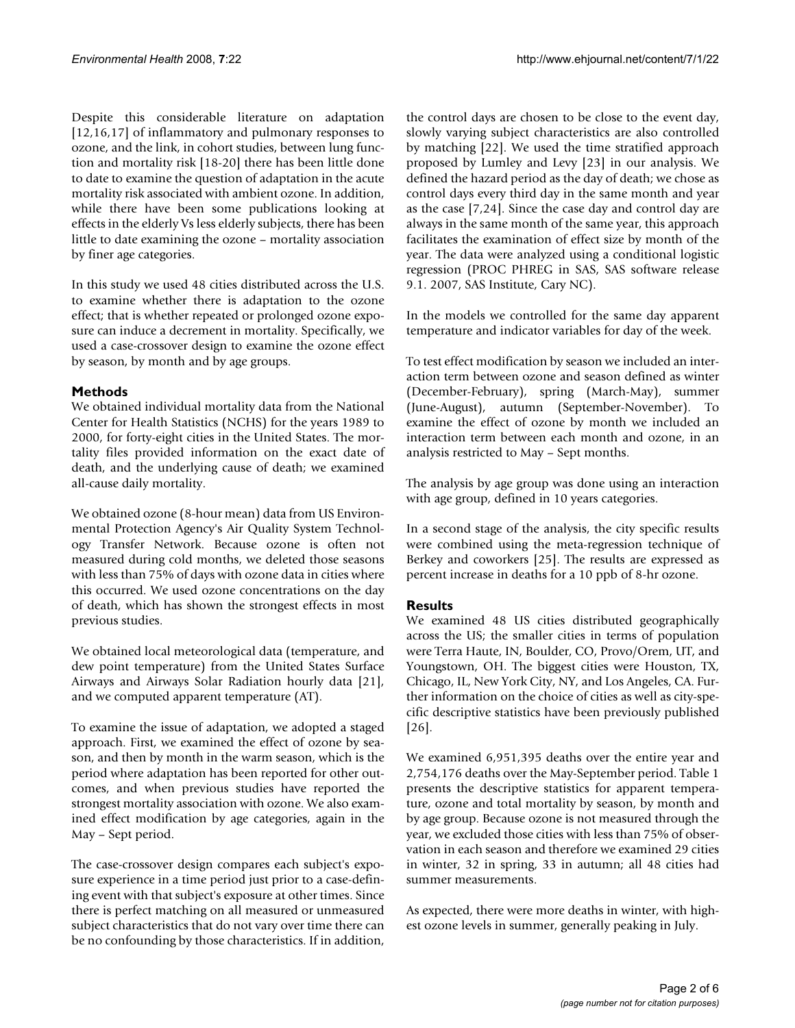Despite this considerable literature on adaptation [12,16,17] of inflammatory and pulmonary responses to ozone, and the link, in cohort studies, between lung function and mortality risk [18-20] there has been little done to date to examine the question of adaptation in the acute mortality risk associated with ambient ozone. In addition, while there have been some publications looking at effects in the elderly Vs less elderly subjects, there has been little to date examining the ozone – mortality association by finer age categories.

In this study we used 48 cities distributed across the U.S. to examine whether there is adaptation to the ozone effect; that is whether repeated or prolonged ozone exposure can induce a decrement in mortality. Specifically, we used a case-crossover design to examine the ozone effect by season, by month and by age groups.

## Methods

We obtained individual mortality data from the National Center for Health Statistics (NCHS) for the years 1989 to 2000, for forty-eight cities in the United States. The mortality files provided information on the exact date of death, and the underlying cause of death; we examined all-cause daily mortality.

We obtained ozone (8-hour mean) data from US Environmental Protection Agency's Air Quality System Technology Transfer Network. Because ozone is often not measured during cold months, we deleted those seasons with less than 75% of days with ozone data in cities where this occurred. We used ozone concentrations on the day of death, which has shown the strongest effects in most previous studies.

We obtained local meteorological data (temperature, and dew point temperature) from the United States Surface Airways and Airways Solar Radiation hourly data [21], and we computed apparent temperature (AT).

To examine the issue of adaptation, we adopted a staged approach. First, we examined the effect of ozone by season, and then by month in the warm season, which is the period where adaptation has been reported for other outcomes, and when previous studies have reported the strongest mortality association with ozone. We also examined effect modification by age categories, again in the May – Sept period.

The case-crossover design compares each subject's exposure experience in a time period just prior to a case-defining event with that subject's exposure at other times. Since there is perfect matching on all measured or unmeasured subject characteristics that do not vary over time there can be no confounding by those characteristics. If in addition, the control days are chosen to be close to the event day, slowly varying subject characteristics are also controlled by matching [22]. We used the time stratified approach proposed by Lumley and Levy [23] in our analysis. We defined the hazard period as the day of death; we chose as control days every third day in the same month and year as the case [7,24]. Since the case day and control day are always in the same month of the same year, this approach facilitates the examination of effect size by month of the year. The data were analyzed using a conditional logistic regression (PROC PHREG in SAS, SAS software release 9.1. 2007, SAS Institute, Cary NC).

In the models we controlled for the same day apparent temperature and indicator variables for day of the week.

To test effect modification by season we included an interaction term between ozone and season defined as winter (December-February), spring (March-May), summer (June-August), autumn (September-November). To examine the effect of ozone by month we included an interaction term between each month and ozone, in an analysis restricted to May – Sept months.

The analysis by age group was done using an interaction with age group, defined in 10 years categories.

In a second stage of the analysis, the city specific results were combined using the meta-regression technique of Berkey and coworkers [25]. The results are expressed as percent increase in deaths for a 10 ppb of 8-hr ozone.

## Results

We examined 48 US cities distributed geographically across the US; the smaller cities in terms of population were Terra Haute, IN, Boulder, CO, Provo/Orem, UT, and Youngstown, OH. The biggest cities were Houston, TX, Chicago, IL, New York City, NY, and Los Angeles, CA. Further information on the choice of cities as well as city-specific descriptive statistics have been previously published [26].

We examined 6,951,395 deaths over the entire year and 2,754,176 deaths over the May-September period. Table 1 presents the descriptive statistics for apparent temperature, ozone and total mortality by season, by month and by age group. Because ozone is not measured through the year, we excluded those cities with less than 75% of observation in each season and therefore we examined 29 cities in winter, 32 in spring, 33 in autumn; all 48 cities had summer measurements.

As expected, there were more deaths in winter, with highest ozone levels in summer, generally peaking in July.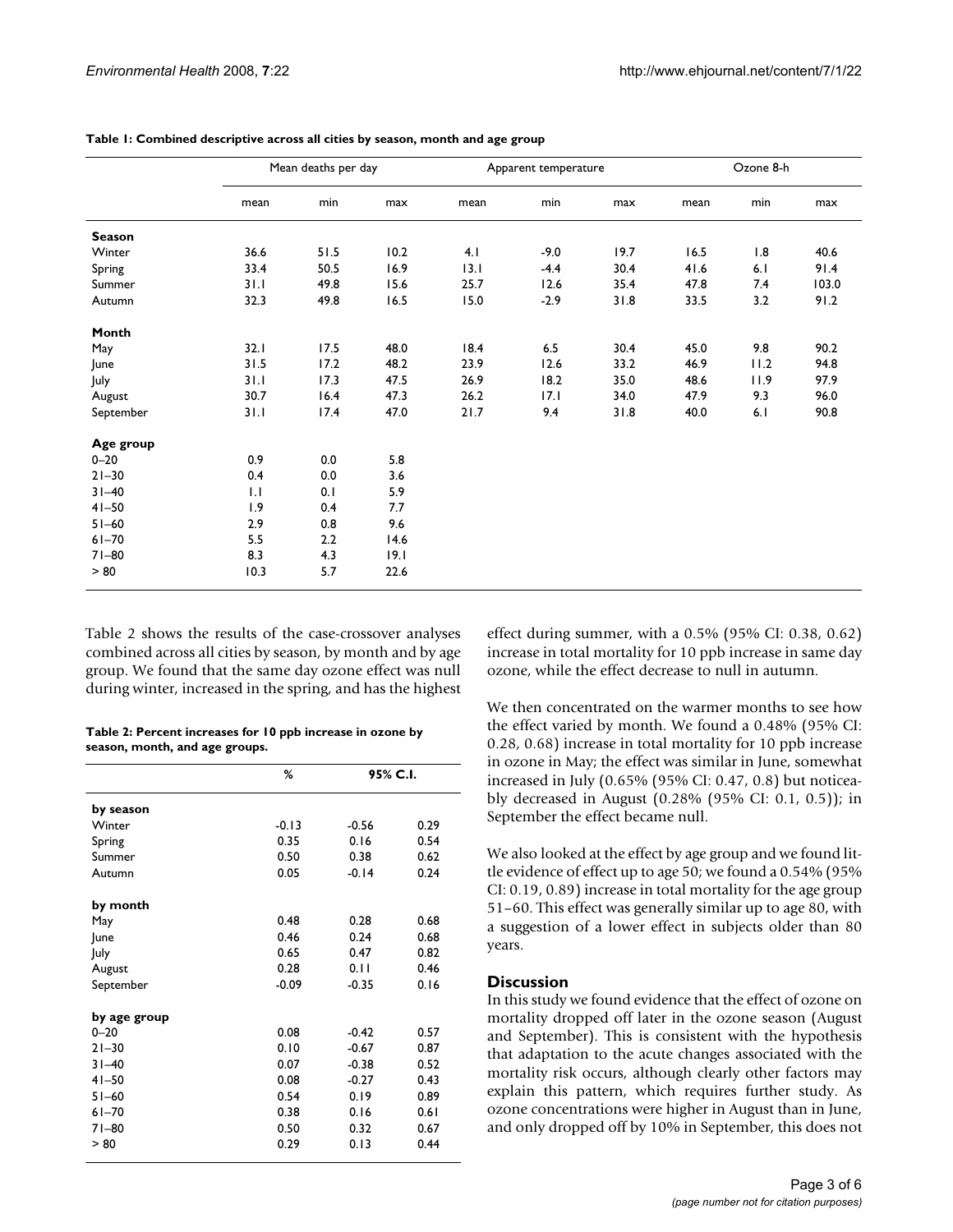**Table 1: Combined descriptive across all cities by season, month and age group**

| | Mean deaths per day | | | Apparent temperature | | | Ozone 8-h | | |
|---|---|---|---|---|---|---|---|---|---|
| | mean | min | max | mean | min | max | mean | min | max |
| **Season** | | | | | | | | | |
| Winter | 36.6 | 51.5 | 10.2 | 4.1 | -9.0 | 19.7 | 16.5 | 1.8 | 40.6 |
| Spring | 33.4 | 50.5 | 16.9 | 13.1 | -4.4 | 30.4 | 41.6 | 6.1 | 91.4 |
| Summer | 31.1 | 49.8 | 15.6 | 25.7 | 12.6 | 35.4 | 47.8 | 7.4 | 103.0 |
| Autumn | 32.3 | 49.8 | 16.5 | 15.0 | -2.9 | 31.8 | 33.5 | 3.2 | 91.2 |
| **Month** | | | | | | | | | |
| May | 32.1 | 17.5 | 48.0 | 18.4 | 6.5 | 30.4 | 45.0 | 9.8 | 90.2 |
| June | 31.5 | 17.2 | 48.2 | 23.9 | 12.6 | 33.2 | 46.9 | 11.2 | 94.8 |
| July | 31.1 | 17.3 | 47.5 | 26.9 | 18.2 | 35.0 | 48.6 | 11.9 | 97.9 |
| August | 30.7 | 16.4 | 47.3 | 26.2 | 17.1 | 34.0 | 47.9 | 9.3 | 96.0 |
| September | 31.1 | 17.4 | 47.0 | 21.7 | 9.4 | 31.8 | 40.0 | 6.1 | 90.8 |
| **Age group** | | | | | | | | | |
| 0–20 | 0.9 | 0.0 | 5.8 | | | | | | |
| 21–30 | 0.4 | 0.0 | 3.6 | | | | | | |
| 31–40 | 1.1 | 0.1 | 5.9 | | | | | | |
| 41–50 | 1.9 | 0.4 | 7.7 | | | | | | |
| 51–60 | 2.9 | 0.8 | 9.6 | | | | | | |
| 61–70 | 5.5 | 2.2 | 14.6 | | | | | | |
| 71–80 | 8.3 | 4.3 | 19.1 | | | | | | |
| > 80 | 10.3 | 5.7 | 22.6 | | | | | | |

Table 2 shows the results of the case-crossover analyses combined across all cities by season, by month and by age group. We found that the same day ozone effect was null during winter, increased in the spring, and has the highest effect during summer, with a 0.5% (95% CI: 0.38, 0.62) increase in total mortality for 10 ppb increase in same day ozone, while the effect decrease to null in autumn.

**Table 2: Percent increases for 10 ppb increase in ozone by season, month, and age groups.**

| | % | 95% C.I. | |
|---|---|---|---|
| **by season** | | | |
| Winter | -0.13 | -0.56 | 0.29 |
| Spring | 0.35 | 0.16 | 0.54 |
| Summer | 0.50 | 0.38 | 0.62 |
| Autumn | 0.05 | -0.14 | 0.24 |
| **by month** | | | |
| May | 0.48 | 0.28 | 0.68 |
| June | 0.46 | 0.24 | 0.68 |
| July | 0.65 | 0.47 | 0.82 |
| August | 0.28 | 0.11 | 0.46 |
| September | -0.09 | -0.35 | 0.16 |
| **by age group** | | | |
| 0–20 | 0.08 | -0.42 | 0.57 |
| 21–30 | 0.10 | -0.67 | 0.87 |
| 31–40 | 0.07 | -0.38 | 0.52 |
| 41–50 | 0.08 | -0.27 | 0.43 |
| 51–60 | 0.54 | 0.19 | 0.89 |
| 61–70 | 0.38 | 0.16 | 0.61 |
| 71–80 | 0.50 | 0.32 | 0.67 |
| > 80 | 0.29 | 0.13 | 0.44 |

We then concentrated on the warmer months to see how the effect varied by month. We found a 0.48% (95% CI: 0.28, 0.68) increase in total mortality for 10 ppb increase in ozone in May; the effect was similar in June, somewhat increased in July (0.65% (95% CI: 0.47, 0.8) but noticeably decreased in August (0.28% (95% CI: 0.1, 0.5)); in September the effect became null.

We also looked at the effect by age group and we found little evidence of effect up to age 50; we found a 0.54% (95% CI: 0.19, 0.89) increase in total mortality for the age group 51–60. This effect was generally similar up to age 80, with a suggestion of a lower effect in subjects older than 80 years.

## Discussion

In this study we found evidence that the effect of ozone on mortality dropped off later in the ozone season (August and September). This is consistent with the hypothesis that adaptation to the acute changes associated with the mortality risk occurs, although clearly other factors may explain this pattern, which requires further study. As ozone concentrations were higher in August than in June, and only dropped off by 10% in September, this does not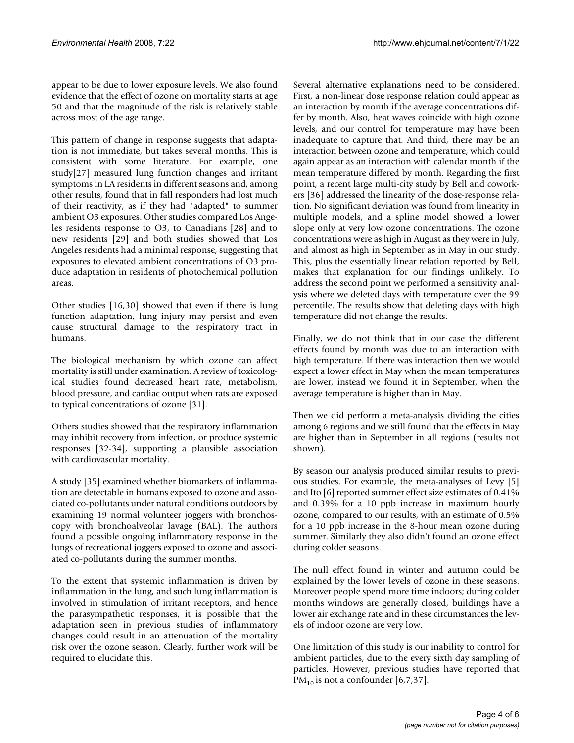appear to be due to lower exposure levels. We also found evidence that the effect of ozone on mortality starts at age 50 and that the magnitude of the risk is relatively stable across most of the age range.

This pattern of change in response suggests that adaptation is not immediate, but takes several months. This is consistent with some literature. For example, one study[27] measured lung function changes and irritant symptoms in LA residents in different seasons and, among other results, found that in fall responders had lost much of their reactivity, as if they had "adapted" to summer ambient O3 exposures. Other studies compared Los Angeles residents response to O3, to Canadians [28] and to new residents [29] and both studies showed that Los Angeles residents had a minimal response, suggesting that exposures to elevated ambient concentrations of O3 produce adaptation in residents of photochemical pollution areas.

Other studies [16,30] showed that even if there is lung function adaptation, lung injury may persist and even cause structural damage to the respiratory tract in humans.

The biological mechanism by which ozone can affect mortality is still under examination. A review of toxicological studies found decreased heart rate, metabolism, blood pressure, and cardiac output when rats are exposed to typical concentrations of ozone [31].

Others studies showed that the respiratory inflammation may inhibit recovery from infection, or produce systemic responses [32-34], supporting a plausible association with cardiovascular mortality.

A study [35] examined whether biomarkers of inflammation are detectable in humans exposed to ozone and associated co-pollutants under natural conditions outdoors by examining 19 normal volunteer joggers with bronchoscopy with bronchoalveolar lavage (BAL). The authors found a possible ongoing inflammatory response in the lungs of recreational joggers exposed to ozone and associated co-pollutants during the summer months.

To the extent that systemic inflammation is driven by inflammation in the lung, and such lung inflammation is involved in stimulation of irritant receptors, and hence the parasympathetic responses, it is possible that the adaptation seen in previous studies of inflammatory changes could result in an attenuation of the mortality risk over the ozone season. Clearly, further work will be required to elucidate this.

Several alternative explanations need to be considered. First, a non-linear dose response relation could appear as an interaction by month if the average concentrations differ by month. Also, heat waves coincide with high ozone levels, and our control for temperature may have been inadequate to capture that. And third, there may be an interaction between ozone and temperature, which could again appear as an interaction with calendar month if the mean temperature differed by month. Regarding the first point, a recent large multi-city study by Bell and coworkers [36] addressed the linearity of the dose-response relation. No significant deviation was found from linearity in multiple models, and a spline model showed a lower slope only at very low ozone concentrations. The ozone concentrations were as high in August as they were in July, and almost as high in September as in May in our study. This, plus the essentially linear relation reported by Bell, makes that explanation for our findings unlikely. To address the second point we performed a sensitivity analysis where we deleted days with temperature over the 99 percentile. The results show that deleting days with high temperature did not change the results.

Finally, we do not think that in our case the different effects found by month was due to an interaction with high temperature. If there was interaction then we would expect a lower effect in May when the mean temperatures are lower, instead we found it in September, when the average temperature is higher than in May.

Then we did perform a meta-analysis dividing the cities among 6 regions and we still found that the effects in May are higher than in September in all regions (results not shown).

By season our analysis produced similar results to previous studies. For example, the meta-analyses of Levy [5] and Ito [6] reported summer effect size estimates of 0.41% and 0.39% for a 10 ppb increase in maximum hourly ozone, compared to our results, with an estimate of 0.5% for a 10 ppb increase in the 8-hour mean ozone during summer. Similarly they also didn't found an ozone effect during colder seasons.

The null effect found in winter and autumn could be explained by the lower levels of ozone in these seasons. Moreover people spend more time indoors; during colder months windows are generally closed, buildings have a lower air exchange rate and in these circumstances the levels of indoor ozone are very low.

One limitation of this study is our inability to control for ambient particles, due to the every sixth day sampling of particles. However, previous studies have reported that $PM_{10}$ is not a confounder [6,7,37].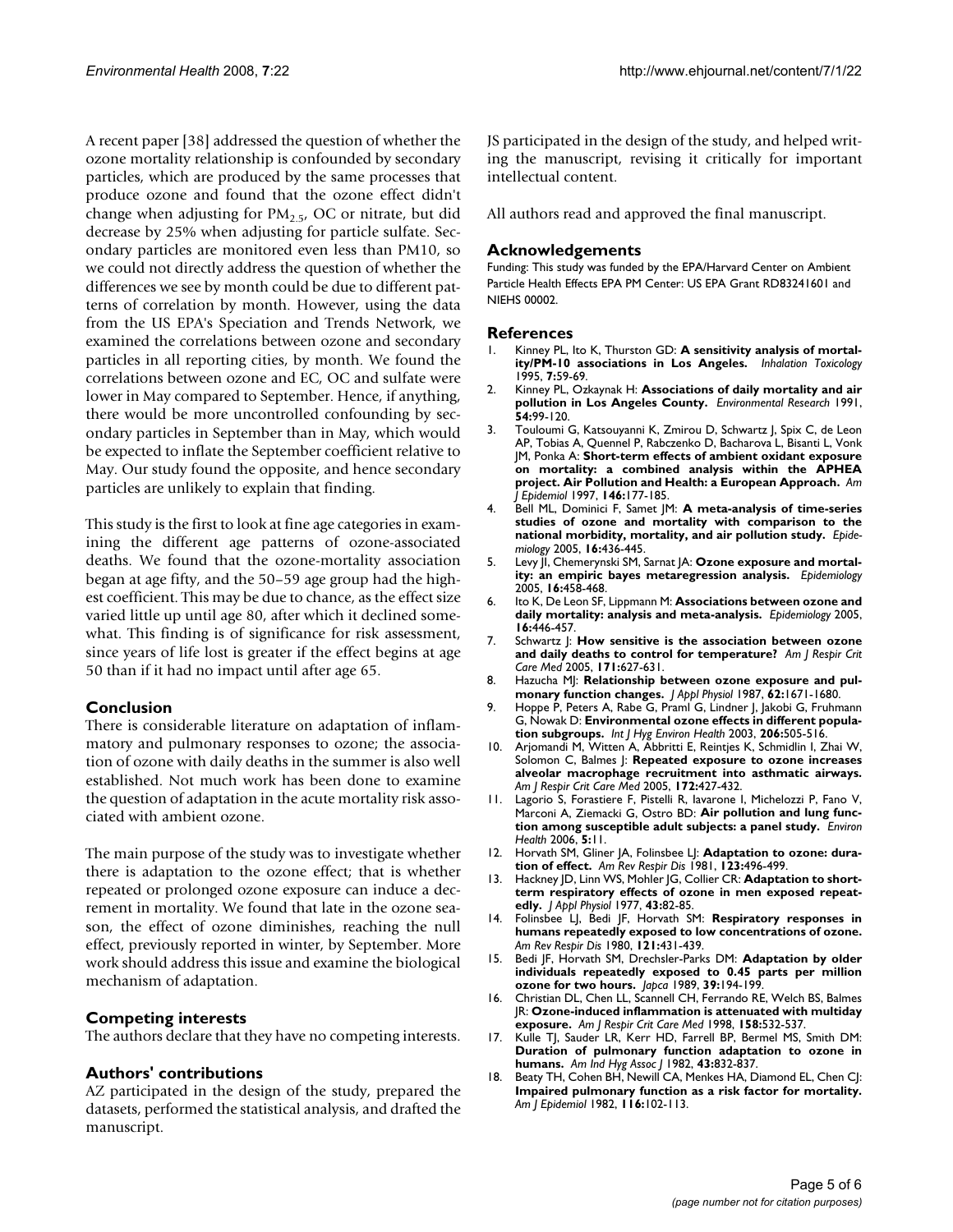A recent paper [38] addressed the question of whether the ozone mortality relationship is confounded by secondary particles, which are produced by the same processes that produce ozone and found that the ozone effect didn't change when adjusting for $PM_{2.5}$, OC or nitrate, but did decrease by 25% when adjusting for particle sulfate. Secondary particles are monitored even less than PM10, so we could not directly address the question of whether the differences we see by month could be due to different patterns of correlation by month. However, using the data from the US EPA's Speciation and Trends Network, we examined the correlations between ozone and secondary particles in all reporting cities, by month. We found the correlations between ozone and EC, OC and sulfate were lower in May compared to September. Hence, if anything, there would be more uncontrolled confounding by secondary particles in September than in May, which would be expected to inflate the September coefficient relative to May. Our study found the opposite, and hence secondary particles are unlikely to explain that finding.

This study is the first to look at fine age categories in examining the different age patterns of ozone-associated deaths. We found that the ozone-mortality association began at age fifty, and the 50–59 age group had the highest coefficient. This may be due to chance, as the effect size varied little up until age 80, after which it declined somewhat. This finding is of significance for risk assessment, since years of life lost is greater if the effect begins at age 50 than if it had no impact until after age 65.

## Conclusion

There is considerable literature on adaptation of inflammatory and pulmonary responses to ozone; the association of ozone with daily deaths in the summer is also well established. Not much work has been done to examine the question of adaptation in the acute mortality risk associated with ambient ozone.

The main purpose of the study was to investigate whether there is adaptation to the ozone effect; that is whether repeated or prolonged ozone exposure can induce a decrement in mortality. We found that late in the ozone season, the effect of ozone diminishes, reaching the null effect, previously reported in winter, by September. More work should address this issue and examine the biological mechanism of adaptation.

## Competing interests

The authors declare that they have no competing interests.

## Authors' contributions

AZ participated in the design of the study, prepared the datasets, performed the statistical analysis, and drafted the manuscript.

JS participated in the design of the study, and helped writing the manuscript, revising it critically for important intellectual content.

All authors read and approved the final manuscript.

## Acknowledgements

Funding: This study was funded by the EPA/Harvard Center on Ambient Particle Health Effects EPA PM Center: US EPA Grant RD83241601 and NIEHS 00002.

## References

1. Kinney PL, Ito K, Thurston GD: **A sensitivity analysis of mortality/PM-10 associations in Los Angeles.** *Inhalation Toxicology* 1995, **7:**59-69.
2. Kinney PL, Ozkaynak H: **Associations of daily mortality and air pollution in Los Angeles County.** *Environmental Research* 1991, **54:**99-120.
3. Touloumi G, Katsouyanni K, Zmirou D, Schwartz J, Spix C, de Leon AP, Tobias A, Quennel P, Rabczenko D, Bacharova L, Bisanti L, Vonk JM, Ponka A: **Short-term effects of ambient oxidant exposure on mortality: a combined analysis within the APHEA project. Air Pollution and Health: a European Approach.** *Am J Epidemiol* 1997, **146:**177-185.
4. Bell ML, Dominici F, Samet JM: **A meta-analysis of time-series studies of ozone and mortality with comparison to the national morbidity, mortality, and air pollution study.** *Epidemiology* 2005, **16:**436-445.
5. Levy JI, Chemerynski SM, Sarnat JA: **Ozone exposure and mortality: an empiric bayes metaregression analysis.** *Epidemiology* 2005, **16:**458-468.
6. Ito K, De Leon SF, Lippmann M: **Associations between ozone and daily mortality: analysis and meta-analysis.** *Epidemiology* 2005, **16:**446-457.
7. Schwartz J: **How sensitive is the association between ozone and daily deaths to control for temperature?** *Am J Respir Crit Care Med* 2005, **171:**627-631.
8. Hazucha MJ: **Relationship between ozone exposure and pulmonary function changes.** *J Appl Physiol* 1987, **62:**1671-1680.
9. Hoppe P, Peters A, Rabe G, Praml G, Lindner J, Jakobi G, Fruhmann G, Nowak D: **Environmental ozone effects in different population subgroups.** *Int J Hyg Environ Health* 2003, **206:**505-516.
10. Arjomandi M, Witten A, Abbritti E, Reintjes K, Schmidlin I, Zhai W, Solomon C, Balmes J: **Repeated exposure to ozone increases alveolar macrophage recruitment into asthmatic airways.** *Am J Respir Crit Care Med* 2005, **172:**427-432.
11. Lagorio S, Forastiere F, Pistelli R, Iavarone I, Michelozzi P, Fano V, Marconi A, Ziemacki G, Ostro BD: **Air pollution and lung function among susceptible adult subjects: a panel study.** *Environ Health* 2006, **5:**11.
12. Horvath SM, Gliner JA, Folinsbee LJ: **Adaptation to ozone: duration of effect.** *Am Rev Respir Dis* 1981, **123:**496-499.
13. Hackney JD, Linn WS, Mohler JG, Collier CR: **Adaptation to short-term respiratory effects of ozone in men exposed repeatedly.** *J Appl Physiol* 1977, **43:**82-85.
14. Folinsbee LJ, Bedi JF, Horvath SM: **Respiratory responses in humans repeatedly exposed to low concentrations of ozone.** *Am Rev Respir Dis* 1980, **121:**431-439.
15. Bedi JF, Horvath SM, Drechsler-Parks DM: **Adaptation by older individuals repeatedly exposed to 0.45 parts per million ozone for two hours.** *Japca* 1989, **39:**194-199.
16. Christian DL, Chen LL, Scannell CH, Ferrando RE, Welch BS, Balmes JR: **Ozone-induced inflammation is attenuated with multiday exposure.** *Am J Respir Crit Care Med* 1998, **158:**532-537.
17. Kulle TJ, Sauder LR, Kerr HD, Farrell BP, Bermel MS, Smith DM: **Duration of pulmonary function adaptation to ozone in humans.** *Am Ind Hyg Assoc J* 1982, **43:**832-837.
18. Beaty TH, Cohen BH, Newill CA, Menkes HA, Diamond EL, Chen CJ: **Impaired pulmonary function as a risk factor for mortality.** *Am J Epidemiol* 1982, **116:**102-113.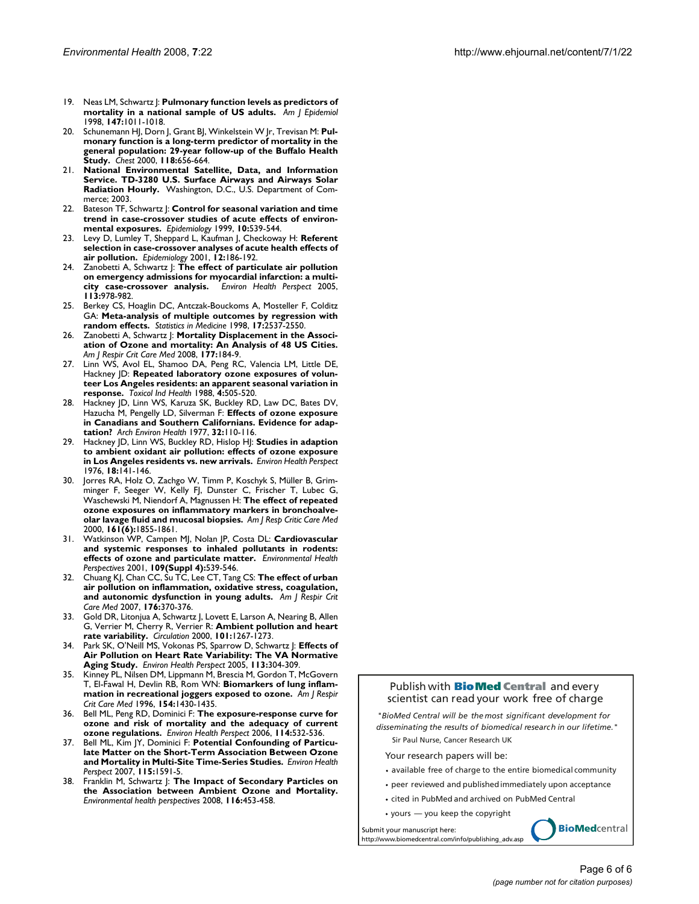19. Neas LM, Schwartz J: **Pulmonary function levels as predictors of mortality in a national sample of US adults.** *Am J Epidemiol* 1998, **147:**1011-1018.
20. Schunemann HJ, Dorn J, Grant BJ, Winkelstein W Jr, Trevisan M: **Pulmonary function is a long-term predictor of mortality in the general population: 29-year follow-up of the Buffalo Health Study.** *Chest* 2000, **118:**656-664.
21. **National Environmental Satellite, Data, and Information Service. TD-3280 U.S. Surface Airways and Airways Solar Radiation Hourly.** Washington, D.C., U.S. Department of Commerce; 2003.
22. Bateson TF, Schwartz J: **Control for seasonal variation and time trend in case-crossover studies of acute effects of environmental exposures.** *Epidemiology* 1999, **10:**539-544.
23. Levy D, Lumley T, Sheppard L, Kaufman J, Checkoway H: **Referent selection in case-crossover analyses of acute health effects of air pollution.** *Epidemiology* 2001, **12:**186-192.
24. Zanobetti A, Schwartz J: **The effect of particulate air pollution on emergency admissions for myocardial infarction: a multicity case-crossover analysis.** *Environ Health Perspect* 2005, **113:**978-982.
25. Berkey CS, Hoaglin DC, Antczak-Bouckoms A, Mosteller F, Colditz GA: **Meta-analysis of multiple outcomes by regression with random effects.** *Statistics in Medicine* 1998, **17:**2537-2550.
26. Zanobetti A, Schwartz J: **Mortality Displacement in the Association of Ozone and mortality: An Analysis of 48 US Cities.** *Am J Respir Crit Care Med* 2008, **177:**184-9.
27. Linn WS, Avol EL, Shamoo DA, Peng RC, Valencia LM, Little DE, Hackney JD: **Repeated laboratory ozone exposures of volunteer Los Angeles residents: an apparent seasonal variation in response.** *Toxicol Ind Health* 1988, **4:**505-520.
28. Hackney JD, Linn WS, Karuza SK, Buckley RD, Law DC, Bates DV, Hazucha M, Pengelly LD, Silverman F: **Effects of ozone exposure in Canadians and Southern Californians. Evidence for adaptation?** *Arch Environ Health* 1977, **32:**110-116.
29. Hackney JD, Linn WS, Buckley RD, Hislop HJ: **Studies in adaption to ambient oxidant air pollution: effects of ozone exposure in Los Angeles residents vs. new arrivals.** *Environ Health Perspect* 1976, **18:**141-146.
30. Jorres RA, Holz O, Zachgo W, Timm P, Koschyk S, Müller B, Grimminger F, Seeger W, Kelly FJ, Dunster C, Frischer T, Lubec G, Waschewski M, Niendorf A, Magnussen H: **The effect of repeated ozone exposures on inflammatory markers in bronchoalveolar lavage fluid and mucosal biopsies.** *Am J Resp Critic Care Med* 2000, **161(6):**1855-1861.
31. Watkinson WP, Campen MJ, Nolan JP, Costa DL: **Cardiovascular and systemic responses to inhaled pollutants in rodents: effects of ozone and particulate matter.** *Environmental Health Perspectives* 2001, **109(Suppl 4):**539-546.
32. Chuang KJ, Chan CC, Su TC, Lee CT, Tang CS: **The effect of urban air pollution on inflammation, oxidative stress, coagulation, and autonomic dysfunction in young adults.** *Am J Respir Crit Care Med* 2007, **176:**370-376.
33. Gold DR, Litonjua A, Schwartz J, Lovett E, Larson A, Nearing B, Allen G, Verrier M, Cherry R, Verrier R: **Ambient pollution and heart rate variability.** *Circulation* 2000, **101:**1267-1273.
34. Park SK, O'Neill MS, Vokonas PS, Sparrow D, Schwartz J: **Effects of Air Pollution on Heart Rate Variability: The VA Normative Aging Study.** *Environ Health Perspect* 2005, **113:**304-309.
35. Kinney PL, Nilsen DM, Lippmann M, Brescia M, Gordon T, McGovern T, El-Fawal H, Devlin RB, Rom WN: **Biomarkers of lung inflammation in recreational joggers exposed to ozone.** *Am J Respir Crit Care Med* 1996, **154:**1430-1435.
36. Bell ML, Peng RD, Dominici F: **The exposure-response curve for ozone and risk of mortality and the adequacy of current ozone regulations.** *Environ Health Perspect* 2006, **114:**532-536.
37. Bell ML, Kim JY, Dominici F: **Potential Confounding of Particulate Matter on the Short-Term Association Between Ozone and Mortality in Multi-Site Time-Series Studies.** *Environ Health Perspect* 2007, **115:**1591-5.
38. Franklin M, Schwartz J: **The Impact of Secondary Particles on the Association between Ambient Ozone and Mortality.** *Environmental health perspectives* 2008, **116:**453-458.

Publish with **BioMed Central** and every scientist can read your work free of charge

*"BioMed Central will be the most significant development for disseminating the results of biomedical research in our lifetime."*

Sir Paul Nurse, Cancer Research UK

Your research papers will be:

- available free of charge to the entire biomedical community
- peer reviewed and published immediately upon acceptance
- cited in PubMed and archived on PubMed Central
- yours — you keep the copyright

Submit your manuscript here:
http://www.biomedcentral.com/info/publishing_adv.asp

BioMedcentral